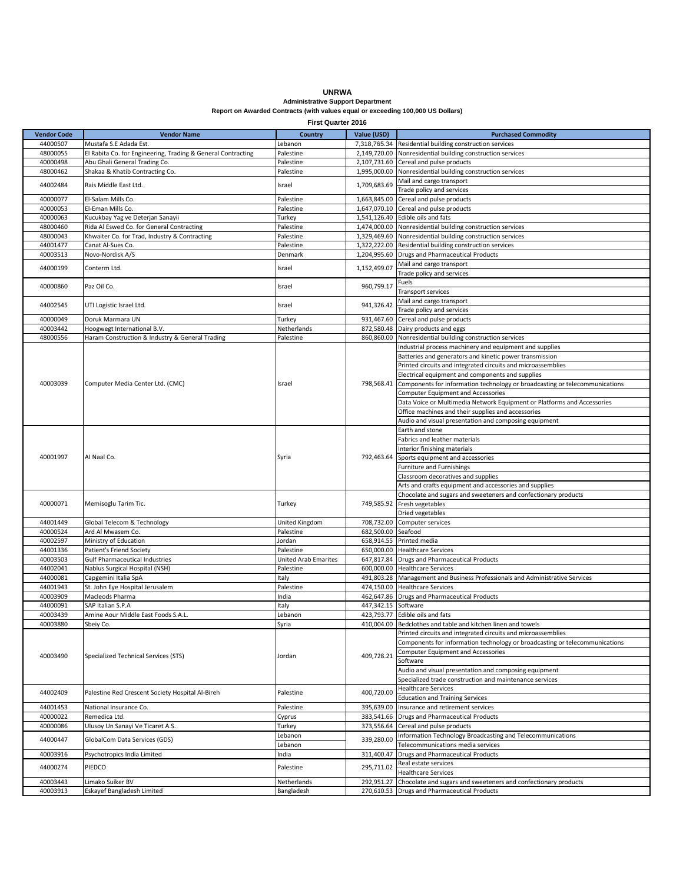# UNRWA

## Administrative Support Department

### Report on Awarded Contracts (with values equal or exceeding 100,000 US Dollars)

### First Quarter 2016

| Vendor Code | Vendor Name | Country | Value (USD) | Purchased Commodity |
|---|---|---|---|---|
| 44000507 | Mustafa S.E Adada Est. | Lebanon | 7,318,765.34 | Residential building construction services |
| 48000055 | El Rabita Co. for Engineering, Trading & General Contracting | Palestine | 2,149,720.00 | Nonresidential building construction services |
| 40000498 | Abu Ghali General Trading Co. | Palestine | 2,107,731.60 | Cereal and pulse products |
| 48000462 | Shakaa & Khatib Contracting Co. | Palestine | 1,995,000.00 | Nonresidential building construction services |
| 44002484 | Rais Middle East Ltd. | Israel | 1,709,683.69 | Mail and cargo transport |
| | | | | Trade policy and services |
| 40000077 | El-Salam Mills Co. | Palestine | 1,663,845.00 | Cereal and pulse products |
| 40000053 | El-Eman Mills Co. | Palestine | 1,647,070.10 | Cereal and pulse products |
| 40000063 | Kucukbay Yag ve Deterjan Sanayii | Turkey | 1,541,126.40 | Edible oils and fats |
| 48000460 | Rida Al Eswed Co. for General Contracting | Palestine | 1,474,000.00 | Nonresidential building construction services |
| 48000043 | Khwaiter Co. for Trad, Industry & Contracting | Palestine | 1,329,469.60 | Nonresidential building construction services |
| 44001477 | Canat Al-Sues Co. | Palestine | 1,322,222.00 | Residential building construction services |
| 40003513 | Novo-Nordisk A/S | Denmark | 1,204,995.60 | Drugs and Pharmaceutical Products |
| 44000199 | Conterm Ltd. | Israel | 1,152,499.07 | Mail and cargo transport |
| | | | | Trade policy and services |
| 40000860 | Paz Oil Co. | Israel | 960,799.17 | Fuels |
| | | | | Transport services |
| 44002545 | UTI Logistic Israel Ltd. | Israel | 941,326.42 | Mail and cargo transport |
| | | | | Trade policy and services |
| 40000049 | Doruk Marmara UN | Turkey | 931,467.60 | Cereal and pulse products |
| 40003442 | Hoogwegt International B.V. | Netherlands | 872,580.48 | Dairy products and eggs |
| 48000556 | Haram Construction & Industry & General Trading | Palestine | 860,860.00 | Nonresidential building construction services |
| 40003039 | Computer Media Center Ltd. (CMC) | Israel | 798,568.41 | Industrial process machinery and equipment and supplies |
| | | | | Batteries and generators and kinetic power transmission |
| | | | | Printed circuits and integrated circuits and microassemblies |
| | | | | Electrical equipment and components and supplies |
| | | | | Components for information technology or broadcasting or telecommunications |
| | | | | Computer Equipment and Accessories |
| | | | | Data Voice or Multimedia Network Equipment or Platforms and Accessories |
| | | | | Office machines and their supplies and accessories |
| | | | | Audio and visual presentation and composing equipment |
| 40001997 | Al Naal Co. | Syria | 792,463.64 | Earth and stone |
| | | | | Fabrics and leather materials |
| | | | | Interior finishing materials |
| | | | | Sports equipment and accessories |
| | | | | Furniture and Furnishings |
| | | | | Classroom decoratives and supplies |
| | | | | Arts and crafts equipment and accessories and supplies |
| 40000071 | Memisoglu Tarim Tic. | Turkey | 749,585.92 | Chocolate and sugars and sweeteners and confectionary products |
| | | | | Fresh vegetables |
| | | | | Dried vegetables |
| 44001449 | Global Telecom & Technology | United Kingdom | 708,732.00 | Computer services |
| 40000524 | Ard Al Mwasem Co. | Palestine | 682,500.00 | Seafood |
| 40002597 | Ministry of Education | Jordan | 658,914.55 | Printed media |
| 44001336 | Patient's Friend Society | Palestine | 650,000.00 | Healthcare Services |
| 40003503 | Gulf Pharmaceutical Industries | United Arab Emarites | 647,817.84 | Drugs and Pharmaceutical Products |
| 44002041 | Nablus Surgical Hospital (NSH) | Palestine | 600,000.00 | Healthcare Services |
| 44000081 | Capgemini Italia SpA | Italy | 491,803.28 | Management and Business Professionals and Administrative Services |
| 44001943 | St. John Eye Hospital Jerusalem | Palestine | 474,150.00 | Healthcare Services |
| 40003909 | Macleods Pharma | India | 462,647.86 | Drugs and Pharmaceutical Products |
| 44000091 | SAP Italian S.P.A | Italy | 447,342.15 | Software |
| 40003439 | Amine Aour Middle East Foods S.A.L. | Lebanon | 423,793.77 | Edible oils and fats |
| 40003880 | Sbeiy Co. | Syria | 410,004.00 | Bedclothes and table and kitchen linen and towels |
| 40003490 | Specialized Technical Services (STS) | Jordan | 409,728.21 | Printed circuits and integrated circuits and microassemblies |
| | | | | Components for information technology or broadcasting or telecommunications |
| | | | | Computer Equipment and Accessories |
| | | | | Software |
| | | | | Audio and visual presentation and composing equipment |
| | | | | Specialized trade construction and maintenance services |
| 44002409 | Palestine Red Crescent Society Hospital Al-Bireh | Palestine | 400,720.00 | Healthcare Services |
| | | | | Education and Training Services |
| 44001453 | National Insurance Co. | Palestine | 395,639.00 | Insurance and retirement services |
| 40000022 | Remedica Ltd. | Cyprus | 383,541.66 | Drugs and Pharmaceutical Products |
| 40000086 | Ulusoy Un Sanayi Ve Ticaret A.S. | Turkey | 373,556.64 | Cereal and pulse products |
| 44000447 | GlobalCom Data Services (GDS) | Lebanon | 339,280.00 | Information Technology Broadcasting and Telecommunications |
| | | Lebanon | | Telecommunications media services |
| 40003916 | Psychotropics India Limited | India | 311,400.47 | Drugs and Pharmaceutical Products |
| 44000274 | PIEDCO | Palestine | 295,711.02 | Real estate services |
| | | | | Healthcare Services |
| 40003443 | Limako Suiker BV | Netherlands | 292,951.27 | Chocolate and sugars and sweeteners and confectionary products |
| 40003913 | Eskayef Bangladesh Limited | Bangladesh | 270,610.53 | Drugs and Pharmaceutical Products |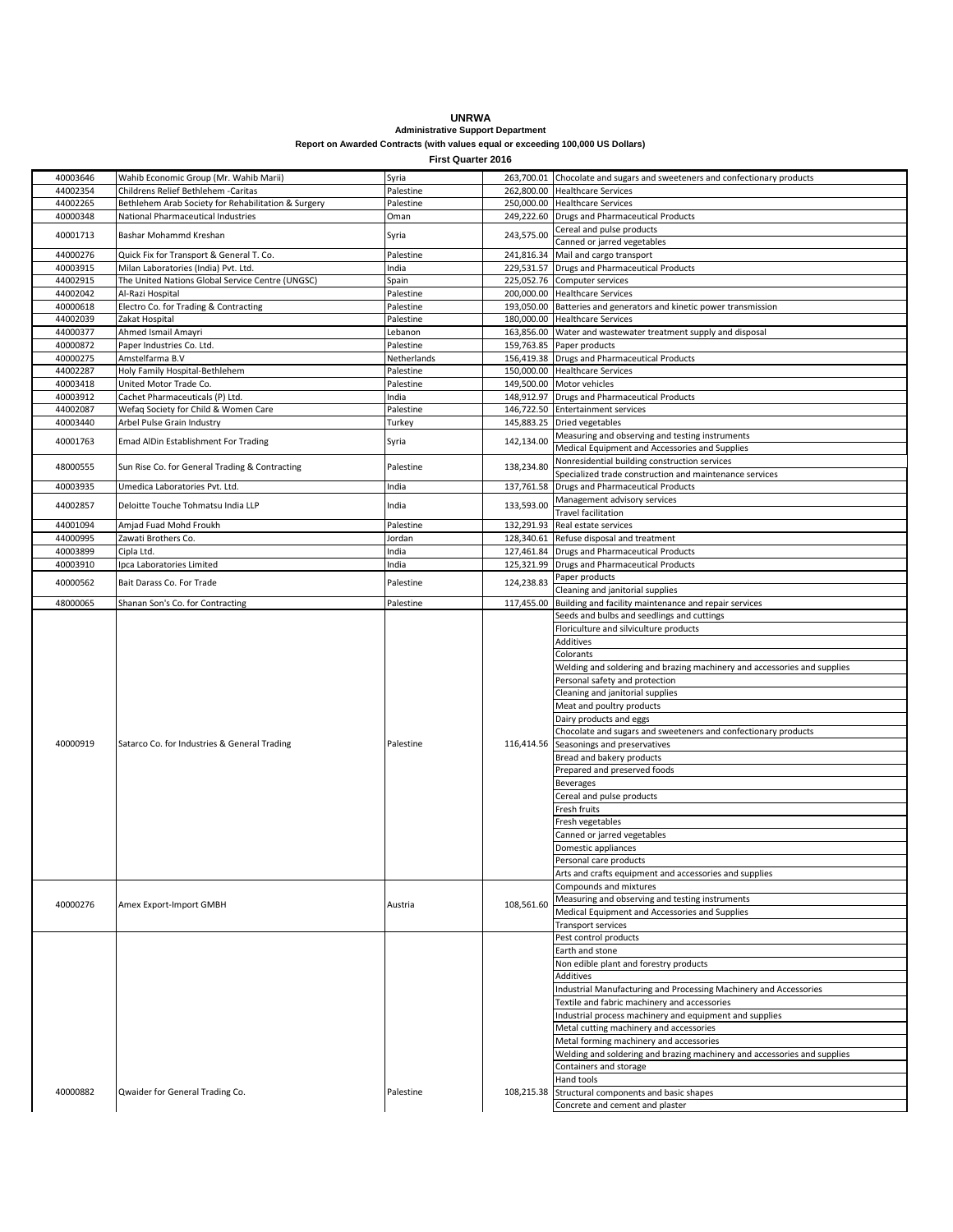# UNRWA

## Administrative Support Department

### Report on Awarded Contracts (with values equal or exceeding 100,000 US Dollars)

### First Quarter 2016

| | | | | |
|---|---|---|---|---|
| 40003646 | Wahib Economic Group (Mr. Wahib Marii) | Syria | 263,700.01 | Chocolate and sugars and sweeteners and confectionary products |
| 44002354 | Childrens Relief Bethlehem -Caritas | Palestine | 262,800.00 | Healthcare Services |
| 44002265 | Bethlehem Arab Society for Rehabilitation & Surgery | Palestine | 250,000.00 | Healthcare Services |
| 40000348 | National Pharmaceutical Industries | Oman | 249,222.60 | Drugs and Pharmaceutical Products |
| 40001713 | Bashar Mohammd Kreshan | Syria | 243,575.00 | Cereal and pulse products |
| | | | | Canned or jarred vegetables |
| 44000276 | Quick Fix for Transport & General T. Co. | Palestine | 241,816.34 | Mail and cargo transport |
| 40003915 | Milan Laboratories (India) Pvt. Ltd. | India | 229,531.57 | Drugs and Pharmaceutical Products |
| 44002915 | The United Nations Global Service Centre (UNGSC) | Spain | 225,052.76 | Computer services |
| 44002042 | Al-Razi Hospital | Palestine | 200,000.00 | Healthcare Services |
| 40000618 | Electro Co. for Trading & Contracting | Palestine | 193,050.00 | Batteries and generators and kinetic power transmission |
| 44002039 | Zakat Hospital | Palestine | 180,000.00 | Healthcare Services |
| 44000377 | Ahmed Ismail Amayri | Lebanon | 163,856.00 | Water and wastewater treatment supply and disposal |
| 40000872 | Paper Industries Co. Ltd. | Palestine | 159,763.85 | Paper products |
| 40000275 | Amstelfarma B.V | Netherlands | 156,419.38 | Drugs and Pharmaceutical Products |
| 44002287 | Holy Family Hospital-Bethlehem | Palestine | 150,000.00 | Healthcare Services |
| 40003418 | United Motor Trade Co. | Palestine | 149,500.00 | Motor vehicles |
| 40003912 | Cachet Pharmaceuticals (P) Ltd. | India | 148,912.97 | Drugs and Pharmaceutical Products |
| 44002087 | Wefaq Society for Child & Women Care | Palestine | 146,722.50 | Entertainment services |
| 40003440 | Arbel Pulse Grain Industry | Turkey | 145,883.25 | Dried vegetables |
| 40001763 | Emad AlDin Establishment For Trading | Syria | 142,134.00 | Measuring and observing and testing instruments |
| | | | | Medical Equipment and Accessories and Supplies |
| 48000555 | Sun Rise Co. for General Trading & Contracting | Palestine | 138,234.80 | Nonresidential building construction services |
| | | | | Specialized trade construction and maintenance services |
| 40003935 | Umedica Laboratories Pvt. Ltd. | India | 137,761.58 | Drugs and Pharmaceutical Products |
| 44002857 | Deloitte Touche Tohmatsu India LLP | India | 133,593.00 | Management advisory services |
| | | | | Travel facilitation |
| 44001094 | Amjad Fuad Mohd Froukh | Palestine | 132,291.93 | Real estate services |
| 44000995 | Zawati Brothers Co. | Jordan | 128,340.61 | Refuse disposal and treatment |
| 40003899 | Cipla Ltd. | India | 127,461.84 | Drugs and Pharmaceutical Products |
| 40003910 | Ipca Laboratories Limited | India | 125,321.99 | Drugs and Pharmaceutical Products |
| 40000562 | Bait Darass Co. For Trade | Palestine | 124,238.83 | Paper products |
| | | | | Cleaning and janitorial supplies |
| 48000065 | Shanan Son's Co. for Contracting | Palestine | 117,455.00 | Building and facility maintenance and repair services |
| 40000919 | Satarco Co. for Industries & General Trading | Palestine | 116,414.56 | Seeds and bulbs and seedlings and cuttings |
| | | | | Floriculture and silviculture products |
| | | | | Additives |
| | | | | Colorants |
| | | | | Welding and soldering and brazing machinery and accessories and supplies |
| | | | | Personal safety and protection |
| | | | | Cleaning and janitorial supplies |
| | | | | Meat and poultry products |
| | | | | Dairy products and eggs |
| | | | | Chocolate and sugars and sweeteners and confectionary products |
| | | | | Seasonings and preservatives |
| | | | | Bread and bakery products |
| | | | | Prepared and preserved foods |
| | | | | Beverages |
| | | | | Cereal and pulse products |
| | | | | Fresh fruits |
| | | | | Fresh vegetables |
| | | | | Canned or jarred vegetables |
| | | | | Domestic appliances |
| | | | | Personal care products |
| | | | | Arts and crafts equipment and accessories and supplies |
| 40000276 | Amex Export-Import GMBH | Austria | 108,561.60 | Compounds and mixtures |
| | | | | Measuring and observing and testing instruments |
| | | | | Medical Equipment and Accessories and Supplies |
| | | | | Transport services |
| 40000882 | Qwaider for General Trading Co. | Palestine | 108,215.38 | Pest control products |
| | | | | Earth and stone |
| | | | | Non edible plant and forestry products |
| | | | | Additives |
| | | | | Industrial Manufacturing and Processing Machinery and Accessories |
| | | | | Textile and fabric machinery and accessories |
| | | | | Industrial process machinery and equipment and supplies |
| | | | | Metal cutting machinery and accessories |
| | | | | Metal forming machinery and accessories |
| | | | | Welding and soldering and brazing machinery and accessories and supplies |
| | | | | Containers and storage |
| | | | | Hand tools |
| | | | | Structural components and basic shapes |
| | | | | Concrete and cement and plaster |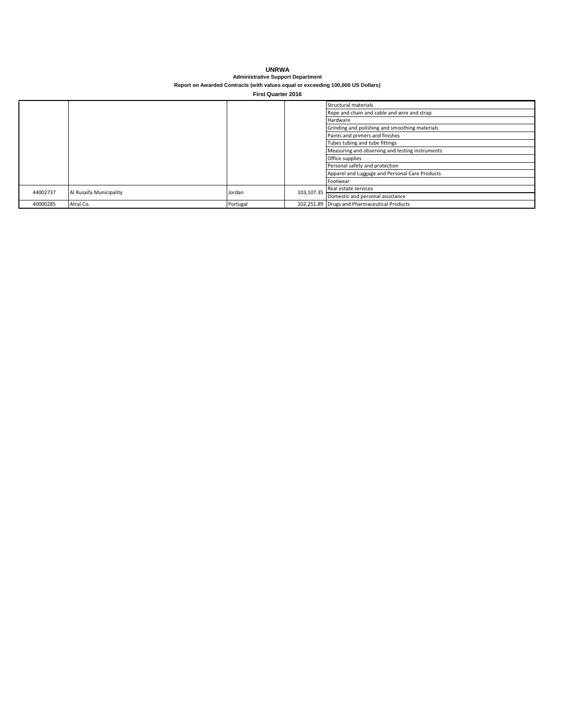**UNRWA**

**Administrative Support Department**

**Report on Awarded Contracts (with values equal or exceeding 100,000 US Dollars)**

**First Quarter 2016**

| | | | | |
|---|---|---|---|---|
| | | | | Structural materials |
| | | | | Rope and chain and cable and wire and strap |
| | | | | Hardware |
| | | | | Grinding and polishing and smoothing materials |
| | | | | Paints and primers and finishes |
| | | | | Tubes tubing and tube fittings |
| | | | | Measuring and observing and testing instruments |
| | | | | Office supplies |
| | | | | Personal safety and protection |
| | | | | Apparel and Luggage and Personal Care Products |
| | | | | Footwear |
| 44002737 | Al Rusaifa Municipality | Jordan | 103,107.35 | Real estate services |
| | | | | Domestic and personal assistance |
| 40000285 | Atral Co. | Portugal | 102,251.89 | Drugs and Pharmaceutical Products |